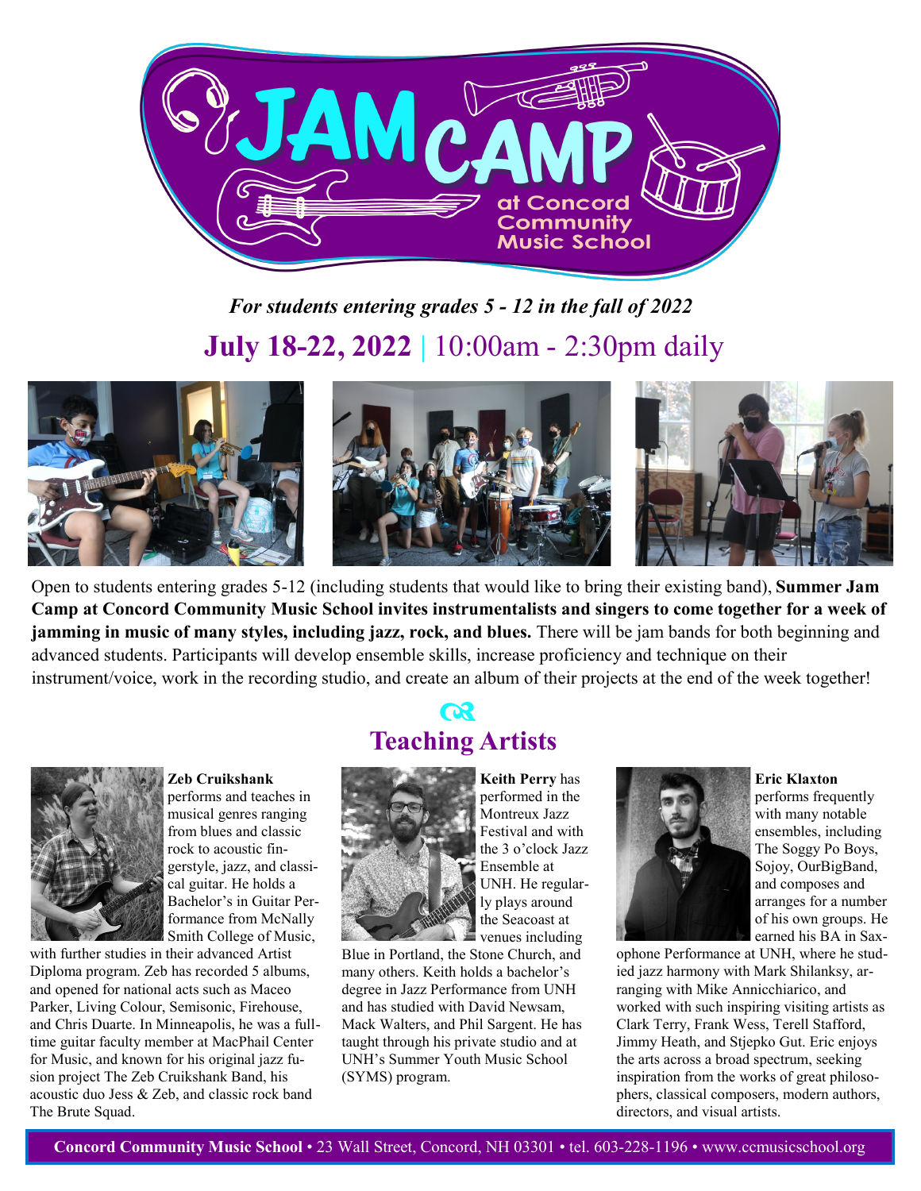# JAM CAMP at Concord Community Music School

*For students entering grades 5 - 12 in the fall of 2022*

## July 18-22, 2022 | 10:00am - 2:30pm daily

Open to students entering grades 5-12 (including students that would like to bring their existing band), **Summer Jam Camp at Concord Community Music School invites instrumentalists and singers to come together for a week of jamming in music of many styles, including jazz, rock, and blues.** There will be jam bands for both beginning and advanced students. Participants will develop ensemble skills, increase proficiency and technique on their instrument/voice, work in the recording studio, and create an album of their projects at the end of the week together!

## Teaching Artists

**Zeb Cruikshank** performs and teaches in musical genres ranging from blues and classic rock to acoustic fingerstyle, jazz, and classical guitar. He holds a Bachelor's in Guitar Performance from McNally Smith College of Music, with further studies in their advanced Artist Diploma program. Zeb has recorded 5 albums, and opened for national acts such as Maceo Parker, Living Colour, Semisonic, Firehouse, and Chris Duarte. In Minneapolis, he was a full-time guitar faculty member at MacPhail Center for Music, and known for his original jazz fusion project The Zeb Cruikshank Band, his acoustic duo Jess & Zeb, and classic rock band The Brute Squad.

**Keith Perry** has performed in the Montreux Jazz Festival and with the 3 o'clock Jazz Ensemble at UNH. He regularly plays around the Seacoast at venues including Blue in Portland, the Stone Church, and many others. Keith holds a bachelor's degree in Jazz Performance from UNH and has studied with David Newsam, Mack Walters, and Phil Sargent. He has taught through his private studio and at UNH's Summer Youth Music School (SYMS) program.

**Eric Klaxton** performs frequently with many notable ensembles, including The Soggy Po Boys, Sojoy, OurBigBand, and composes and arranges for a number of his own groups. He earned his BA in Saxophone Performance at UNH, where he studied jazz harmony with Mark Shilansky, arranging with Mike Annicchiarico, and worked with such inspiring visiting artists as Clark Terry, Frank Wess, Terell Stafford, Jimmy Heath, and Stjepko Gut. Eric enjoys the arts across a broad spectrum, seeking inspiration from the works of great philosophers, classical composers, modern authors, directors, and visual artists.

**Concord Community Music School** • 23 Wall Street, Concord, NH 03301 • tel. 603-228-1196 • www.ccmusicschool.org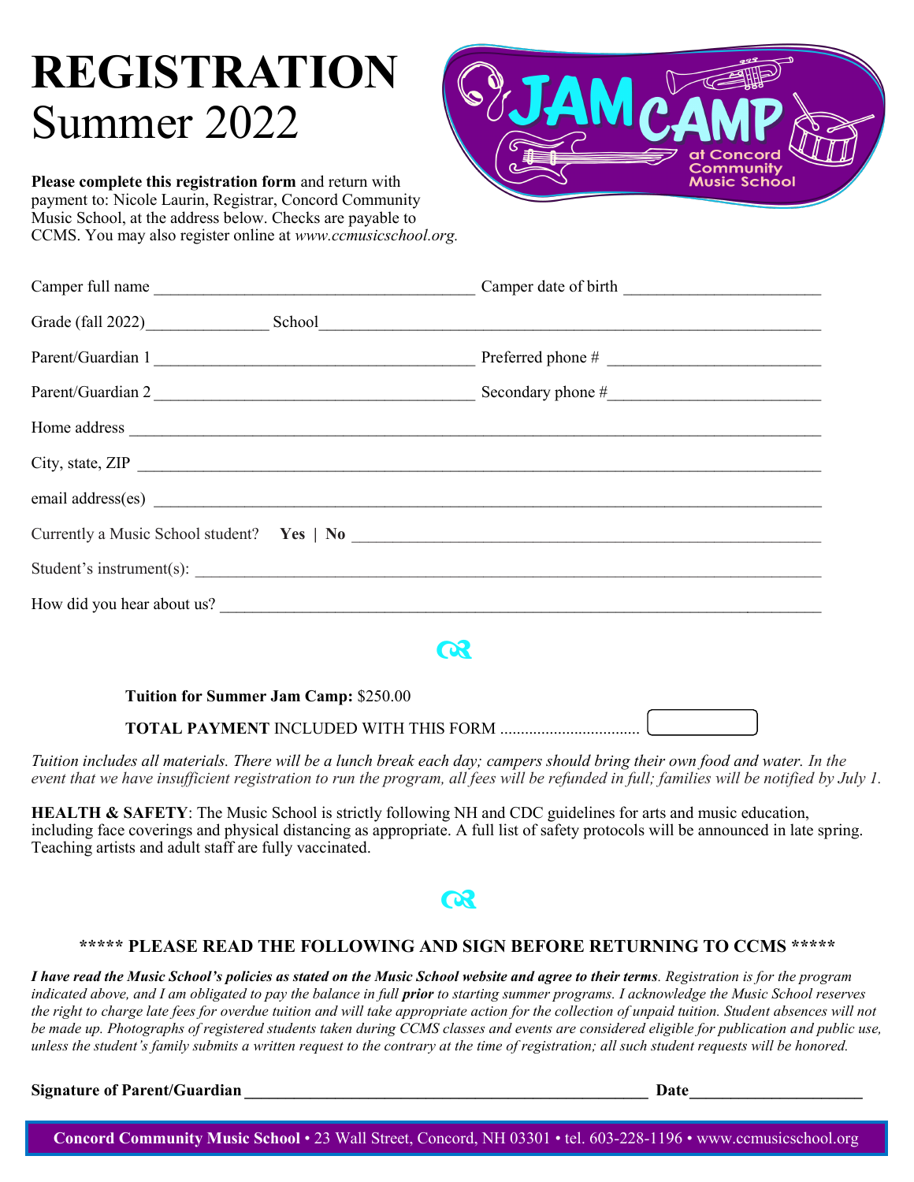# REGISTRATION
Summer 2022

**Please complete this registration form** and return with payment to: Nicole Laurin, Registrar, Concord Community Music School, at the address below. Checks are payable to CCMS. You may also register online at *www.ccmusicschool.org.*

JAM CAMP at Concord Community Music School

Camper full name ______________________________ Camper date of birth ____________________

Grade (fall 2022)______________ School______________________________________________

Parent/Guardian 1 ______________________________ Preferred phone # ____________________

Parent/Guardian 2 ______________________________ Secondary phone #____________________

Home address ______________________________________________________________

City, state, ZIP ______________________________________________________________

email address(es) ______________________________________________________________

Currently a Music School student? **Yes | No** ____________________________________________

Student's instrument(s): __________________________________________________________

How did you hear about us? ________________________________________________________

**Tuition for Summer Jam Camp:** $250.00

**TOTAL PAYMENT** INCLUDED WITH THIS FORM ................................. [ ]

*Tuition includes all materials. There will be a lunch break each day; campers should bring their own food and water. In the event that we have insufficient registration to run the program, all fees will be refunded in full; families will be notified by July 1.*

**HEALTH & SAFETY**: The Music School is strictly following NH and CDC guidelines for arts and music education, including face coverings and physical distancing as appropriate. A full list of safety protocols will be announced in late spring. Teaching artists and adult staff are fully vaccinated.

**\*\*\*\*\* PLEASE READ THE FOLLOWING AND SIGN BEFORE RETURNING TO CCMS \*\*\*\*\***

***I have read the Music School's policies as stated on the Music School website and agree to their terms****. Registration is for the program indicated above, and I am obligated to pay the balance in full* ***prior*** *to starting summer programs. I acknowledge the Music School reserves the right to charge late fees for overdue tuition and will take appropriate action for the collection of unpaid tuition. Student absences will not be made up. Photographs of registered students taken during CCMS classes and events are considered eligible for publication and public use, unless the student's family submits a written request to the contrary at the time of registration; all such student requests will be honored.*

**Signature of Parent/Guardian** ________________________________________ **Date**____________________

**Concord Community Music School** • 23 Wall Street, Concord, NH 03301 • tel. 603-228-1196 • www.ccmusicschool.org